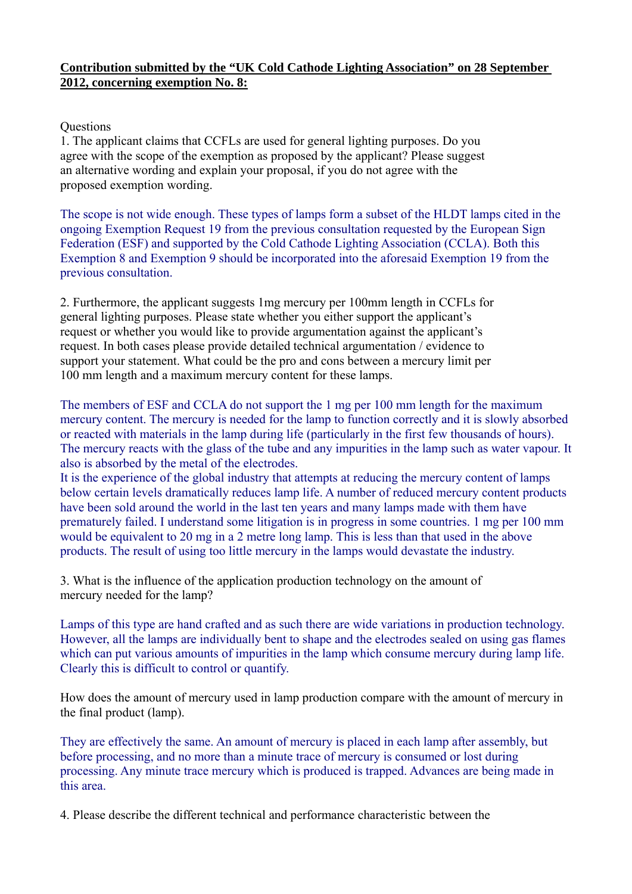**Contribution submitted by the "UK Cold Cathode Lighting Association" on 28 September 2012, concerning exemption No. 8:**

Questions

1. The applicant claims that CCFLs are used for general lighting purposes. Do you agree with the scope of the exemption as proposed by the applicant? Please suggest an alternative wording and explain your proposal, if you do not agree with the proposed exemption wording.

The scope is not wide enough. These types of lamps form a subset of the HLDT lamps cited in the ongoing Exemption Request 19 from the previous consultation requested by the European Sign Federation (ESF) and supported by the Cold Cathode Lighting Association (CCLA). Both this Exemption 8 and Exemption 9 should be incorporated into the aforesaid Exemption 19 from the previous consultation.

2. Furthermore, the applicant suggests 1mg mercury per 100mm length in CCFLs for general lighting purposes. Please state whether you either support the applicant's request or whether you would like to provide argumentation against the applicant's request. In both cases please provide detailed technical argumentation / evidence to support your statement. What could be the pro and cons between a mercury limit per 100 mm length and a maximum mercury content for these lamps.

The members of ESF and CCLA do not support the 1 mg per 100 mm length for the maximum mercury content. The mercury is needed for the lamp to function correctly and it is slowly absorbed or reacted with materials in the lamp during life (particularly in the first few thousands of hours). The mercury reacts with the glass of the tube and any impurities in the lamp such as water vapour. It also is absorbed by the metal of the electrodes.

It is the experience of the global industry that attempts at reducing the mercury content of lamps below certain levels dramatically reduces lamp life. A number of reduced mercury content products have been sold around the world in the last ten years and many lamps made with them have prematurely failed. I understand some litigation is in progress in some countries. 1 mg per 100 mm would be equivalent to 20 mg in a 2 metre long lamp. This is less than that used in the above products. The result of using too little mercury in the lamps would devastate the industry.

3. What is the influence of the application production technology on the amount of mercury needed for the lamp?

Lamps of this type are hand crafted and as such there are wide variations in production technology. However, all the lamps are individually bent to shape and the electrodes sealed on using gas flames which can put various amounts of impurities in the lamp which consume mercury during lamp life. Clearly this is difficult to control or quantify.

How does the amount of mercury used in lamp production compare with the amount of mercury in the final product (lamp).

They are effectively the same. An amount of mercury is placed in each lamp after assembly, but before processing, and no more than a minute trace of mercury is consumed or lost during processing. Any minute trace mercury which is produced is trapped. Advances are being made in this area.

4. Please describe the different technical and performance characteristic between the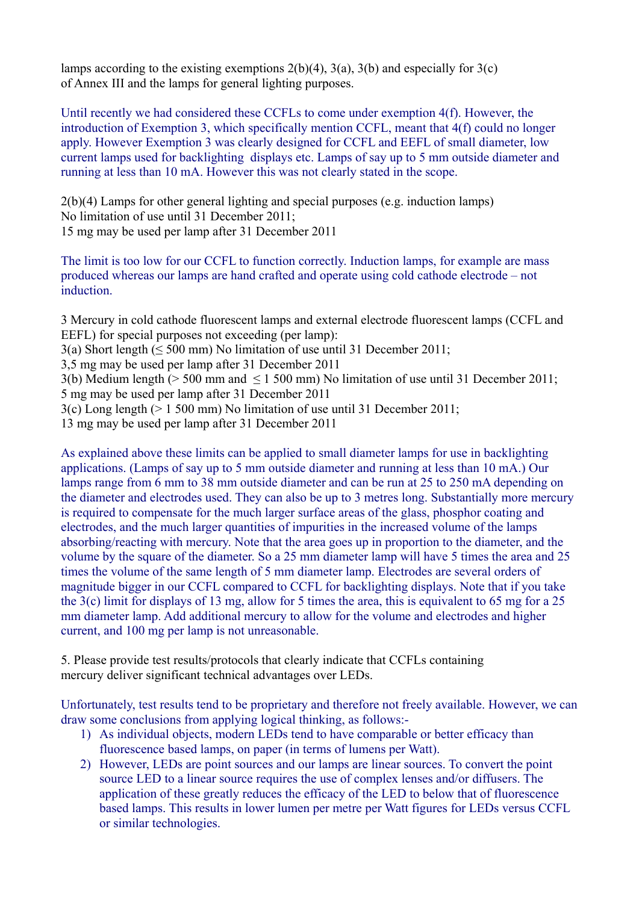lamps according to the existing exemptions 2(b)(4), 3(a), 3(b) and especially for 3(c) of Annex III and the lamps for general lighting purposes.

Until recently we had considered these CCFLs to come under exemption 4(f). However, the introduction of Exemption 3, which specifically mention CCFL, meant that 4(f) could no longer apply. However Exemption 3 was clearly designed for CCFL and EEFL of small diameter, low current lamps used for backlighting displays etc. Lamps of say up to 5 mm outside diameter and running at less than 10 mA. However this was not clearly stated in the scope.

2(b)(4) Lamps for other general lighting and special purposes (e.g. induction lamps)
No limitation of use until 31 December 2011;
15 mg may be used per lamp after 31 December 2011

The limit is too low for our CCFL to function correctly. Induction lamps, for example are mass produced whereas our lamps are hand crafted and operate using cold cathode electrode – not induction.

3 Mercury in cold cathode fluorescent lamps and external electrode fluorescent lamps (CCFL and EEFL) for special purposes not exceeding (per lamp):
3(a) Short length (≤ 500 mm) No limitation of use until 31 December 2011;
3,5 mg may be used per lamp after 31 December 2011
3(b) Medium length (> 500 mm and ≤ 1 500 mm) No limitation of use until 31 December 2011;
5 mg may be used per lamp after 31 December 2011
3(c) Long length (> 1 500 mm) No limitation of use until 31 December 2011;
13 mg may be used per lamp after 31 December 2011

As explained above these limits can be applied to small diameter lamps for use in backlighting applications. (Lamps of say up to 5 mm outside diameter and running at less than 10 mA.) Our lamps range from 6 mm to 38 mm outside diameter and can be run at 25 to 250 mA depending on the diameter and electrodes used. They can also be up to 3 metres long. Substantially more mercury is required to compensate for the much larger surface areas of the glass, phosphor coating and electrodes, and the much larger quantities of impurities in the increased volume of the lamps absorbing/reacting with mercury. Note that the area goes up in proportion to the diameter, and the volume by the square of the diameter. So a 25 mm diameter lamp will have 5 times the area and 25 times the volume of the same length of 5 mm diameter lamp. Electrodes are several orders of magnitude bigger in our CCFL compared to CCFL for backlighting displays. Note that if you take the 3(c) limit for displays of 13 mg, allow for 5 times the area, this is equivalent to 65 mg for a 25 mm diameter lamp. Add additional mercury to allow for the volume and electrodes and higher current, and 100 mg per lamp is not unreasonable.

5. Please provide test results/protocols that clearly indicate that CCFLs containing mercury deliver significant technical advantages over LEDs.

Unfortunately, test results tend to be proprietary and therefore not freely available. However, we can draw some conclusions from applying logical thinking, as follows:-

1) As individual objects, modern LEDs tend to have comparable or better efficacy than fluorescence based lamps, on paper (in terms of lumens per Watt).
2) However, LEDs are point sources and our lamps are linear sources. To convert the point source LED to a linear source requires the use of complex lenses and/or diffusers. The application of these greatly reduces the efficacy of the LED to below that of fluorescence based lamps. This results in lower lumen per metre per Watt figures for LEDs versus CCFL or similar technologies.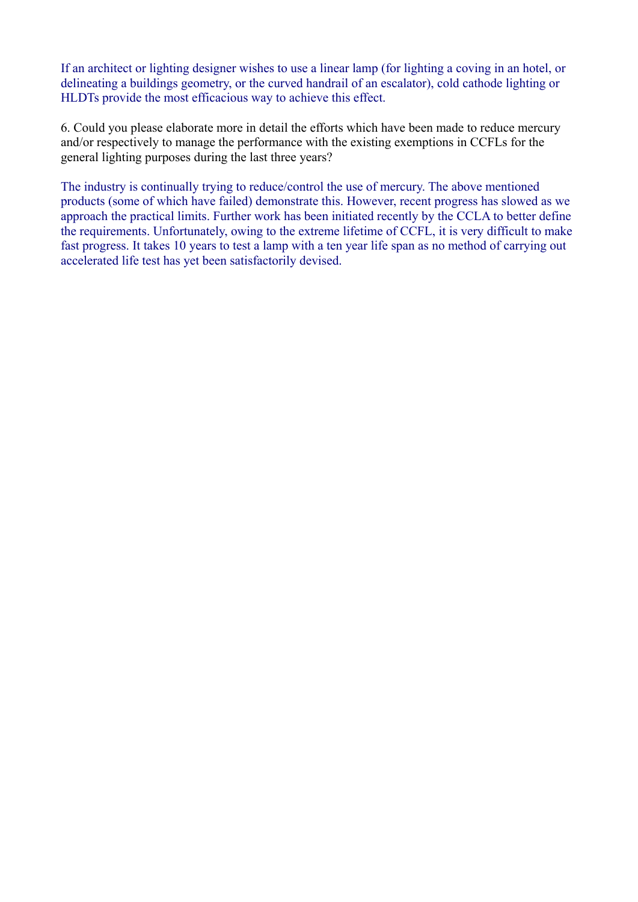If an architect or lighting designer wishes to use a linear lamp (for lighting a coving in an hotel, or delineating a buildings geometry, or the curved handrail of an escalator), cold cathode lighting or HLDTs provide the most efficacious way to achieve this effect.

6. Could you please elaborate more in detail the efforts which have been made to reduce mercury and/or respectively to manage the performance with the existing exemptions in CCFLs for the general lighting purposes during the last three years?

The industry is continually trying to reduce/control the use of mercury. The above mentioned products (some of which have failed) demonstrate this. However, recent progress has slowed as we approach the practical limits. Further work has been initiated recently by the CCLA to better define the requirements. Unfortunately, owing to the extreme lifetime of CCFL, it is very difficult to make fast progress. It takes 10 years to test a lamp with a ten year life span as no method of carrying out accelerated life test has yet been satisfactorily devised.